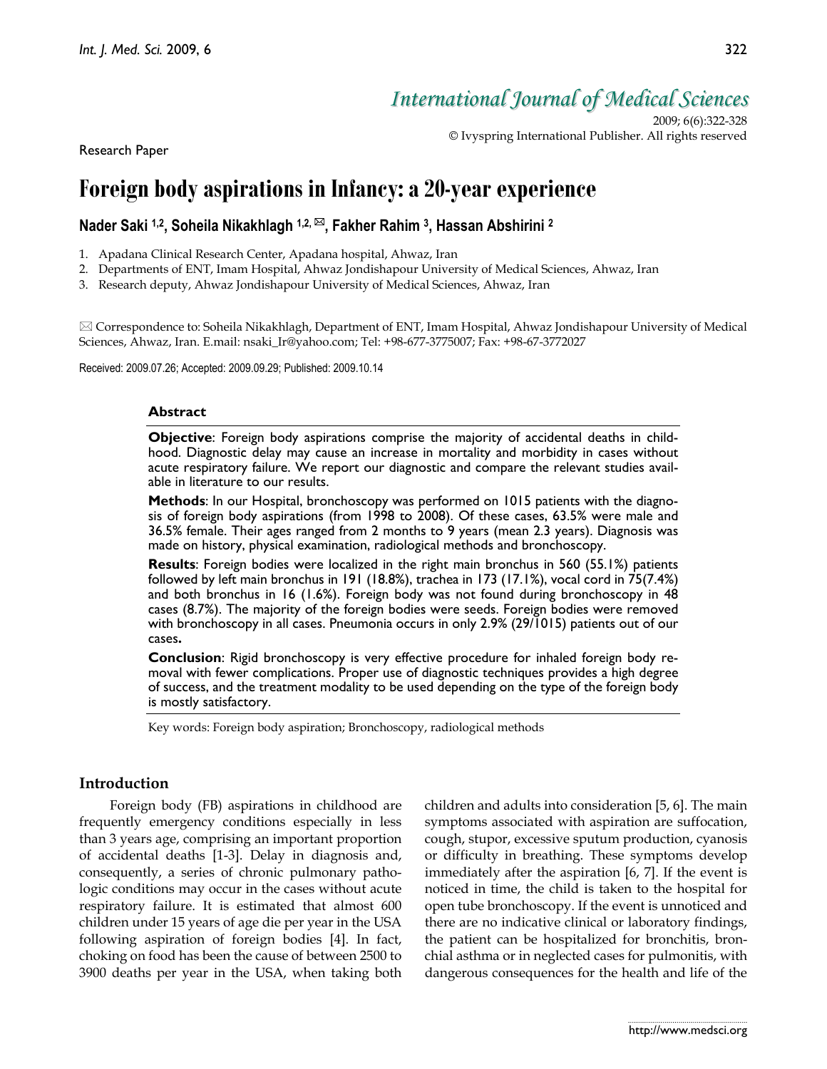Research Paper

# Foreign body aspirations in Infancy: a 20-year experience

**Nader Saki [1,2], Soheila Nikakhlagh [1,2,✉], Fakher Rahim [3], Hassan Abshirini [2]**

1. Apadana Clinical Research Center, Apadana hospital, Ahwaz, Iran
2. Departments of ENT, Imam Hospital, Ahwaz Jondishapour University of Medical Sciences, Ahwaz, Iran
3. Research deputy, Ahwaz Jondishapour University of Medical Sciences, Ahwaz, Iran

✉ Correspondence to: Soheila Nikakhlagh, Department of ENT, Imam Hospital, Ahwaz Jondishapour University of Medical Sciences, Ahwaz, Iran. E.mail: nsaki_Ir@yahoo.com; Tel: +98-677-3775007; Fax: +98-67-3772027

Received: 2009.07.26; Accepted: 2009.09.29; Published: 2009.10.14

## Abstract

**Objective**: Foreign body aspirations comprise the majority of accidental deaths in childhood. Diagnostic delay may cause an increase in mortality and morbidity in cases without acute respiratory failure. We report our diagnostic and compare the relevant studies available in literature to our results.

**Methods**: In our Hospital, bronchoscopy was performed on 1015 patients with the diagnosis of foreign body aspirations (from 1998 to 2008). Of these cases, 63.5% were male and 36.5% female. Their ages ranged from 2 months to 9 years (mean 2.3 years). Diagnosis was made on history, physical examination, radiological methods and bronchoscopy.

**Results**: Foreign bodies were localized in the right main bronchus in 560 (55.1%) patients followed by left main bronchus in 191 (18.8%), trachea in 173 (17.1%), vocal cord in 75(7.4%) and both bronchus in 16 (1.6%). Foreign body was not found during bronchoscopy in 48 cases (8.7%). The majority of the foreign bodies were seeds. Foreign bodies were removed with bronchoscopy in all cases. Pneumonia occurs in only 2.9% (29/1015) patients out of our cases**.**

**Conclusion**: Rigid bronchoscopy is very effective procedure for inhaled foreign body removal with fewer complications. Proper use of diagnostic techniques provides a high degree of success, and the treatment modality to be used depending on the type of the foreign body is mostly satisfactory.

Key words: Foreign body aspiration; Bronchoscopy, radiological methods

## Introduction

Foreign body (FB) aspirations in childhood are frequently emergency conditions especially in less than 3 years age, comprising an important proportion of accidental deaths [1-3]. Delay in diagnosis and, consequently, a series of chronic pulmonary pathologic conditions may occur in the cases without acute respiratory failure. It is estimated that almost 600 children under 15 years of age die per year in the USA following aspiration of foreign bodies [4]. In fact, choking on food has been the cause of between 2500 to 3900 deaths per year in the USA, when taking both children and adults into consideration [5, 6]. The main symptoms associated with aspiration are suffocation, cough, stupor, excessive sputum production, cyanosis or difficulty in breathing. These symptoms develop immediately after the aspiration [6, 7]. If the event is noticed in time, the child is taken to the hospital for open tube bronchoscopy. If the event is unnoticed and there are no indicative clinical or laboratory findings, the patient can be hospitalized for bronchitis, bronchial asthma or in neglected cases for pulmonitis, with dangerous consequences for the health and life of the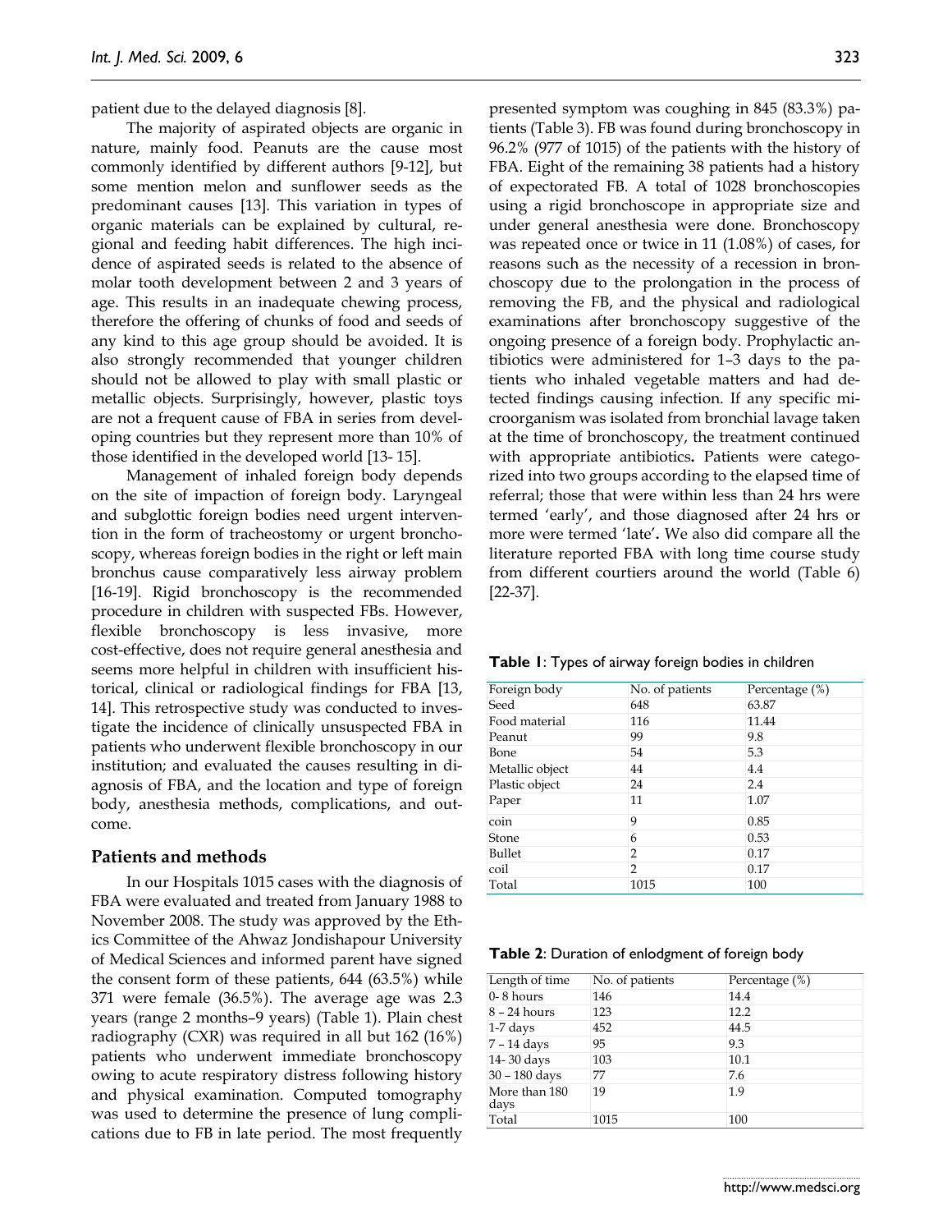patient due to the delayed diagnosis [8].

The majority of aspirated objects are organic in nature, mainly food. Peanuts are the cause most commonly identified by different authors [9-12], but some mention melon and sunflower seeds as the predominant causes [13]. This variation in types of organic materials can be explained by cultural, regional and feeding habit differences. The high incidence of aspirated seeds is related to the absence of molar tooth development between 2 and 3 years of age. This results in an inadequate chewing process, therefore the offering of chunks of food and seeds of any kind to this age group should be avoided. It is also strongly recommended that younger children should not be allowed to play with small plastic or metallic objects. Surprisingly, however, plastic toys are not a frequent cause of FBA in series from developing countries but they represent more than 10% of those identified in the developed world [13- 15].

Management of inhaled foreign body depends on the site of impaction of foreign body. Laryngeal and subglottic foreign bodies need urgent intervention in the form of tracheostomy or urgent bronchoscopy, whereas foreign bodies in the right or left main bronchus cause comparatively less airway problem [16-19]. Rigid bronchoscopy is the recommended procedure in children with suspected FBs. However, flexible bronchoscopy is less invasive, more cost-effective, does not require general anesthesia and seems more helpful in children with insufficient historical, clinical or radiological findings for FBA [13, 14]. This retrospective study was conducted to investigate the incidence of clinically unsuspected FBA in patients who underwent flexible bronchoscopy in our institution; and evaluated the causes resulting in diagnosis of FBA, and the location and type of foreign body, anesthesia methods, complications, and outcome.

## Patients and methods

In our Hospitals 1015 cases with the diagnosis of FBA were evaluated and treated from January 1988 to November 2008. The study was approved by the Ethics Committee of the Ahwaz Jondishapour University of Medical Sciences and informed parent have signed the consent form of these patients, 644 (63.5%) while 371 were female (36.5%). The average age was 2.3 years (range 2 months–9 years) (Table 1). Plain chest radiography (CXR) was required in all but 162 (16%) patients who underwent immediate bronchoscopy owing to acute respiratory distress following history and physical examination. Computed tomography was used to determine the presence of lung complications due to FB in late period. The most frequently presented symptom was coughing in 845 (83.3%) patients (Table 3). FB was found during bronchoscopy in 96.2% (977 of 1015) of the patients with the history of FBA. Eight of the remaining 38 patients had a history of expectorated FB. A total of 1028 bronchoscopies using a rigid bronchoscope in appropriate size and under general anesthesia were done. Bronchoscopy was repeated once or twice in 11 (1.08%) of cases, for reasons such as the necessity of a recession in bronchoscopy due to the prolongation in the process of removing the FB, and the physical and radiological examinations after bronchoscopy suggestive of the ongoing presence of a foreign body. Prophylactic antibiotics were administered for 1–3 days to the patients who inhaled vegetable matters and had detected findings causing infection. If any specific microorganism was isolated from bronchial lavage taken at the time of bronchoscopy, the treatment continued with appropriate antibiotics**.** Patients were categorized into two groups according to the elapsed time of referral; those that were within less than 24 hrs were termed 'early', and those diagnosed after 24 hrs or more were termed 'late'**.** We also did compare all the literature reported FBA with long time course study from different courtiers around the world (Table 6) [22-37].

**Table 1**: Types of airway foreign bodies in children

| Foreign body | No. of patients | Percentage (%) |
|---|---|---|
| Seed | 648 | 63.87 |
| Food material | 116 | 11.44 |
| Peanut | 99 | 9.8 |
| Bone | 54 | 5.3 |
| Metallic object | 44 | 4.4 |
| Plastic object | 24 | 2.4 |
| Paper | 11 | 1.07 |
| coin | 9 | 0.85 |
| Stone | 6 | 0.53 |
| Bullet | 2 | 0.17 |
| coil | 2 | 0.17 |
| Total | 1015 | 100 |

**Table 2**: Duration of enlodgment of foreign body

| Length of time | No. of patients | Percentage (%) |
|---|---|---|
| 0- 8 hours | 146 | 14.4 |
| 8 – 24 hours | 123 | 12.2 |
| 1-7 days | 452 | 44.5 |
| 7 – 14 days | 95 | 9.3 |
| 14- 30 days | 103 | 10.1 |
| 30 – 180 days | 77 | 7.6 |
| More than 180 days | 19 | 1.9 |
| Total | 1015 | 100 |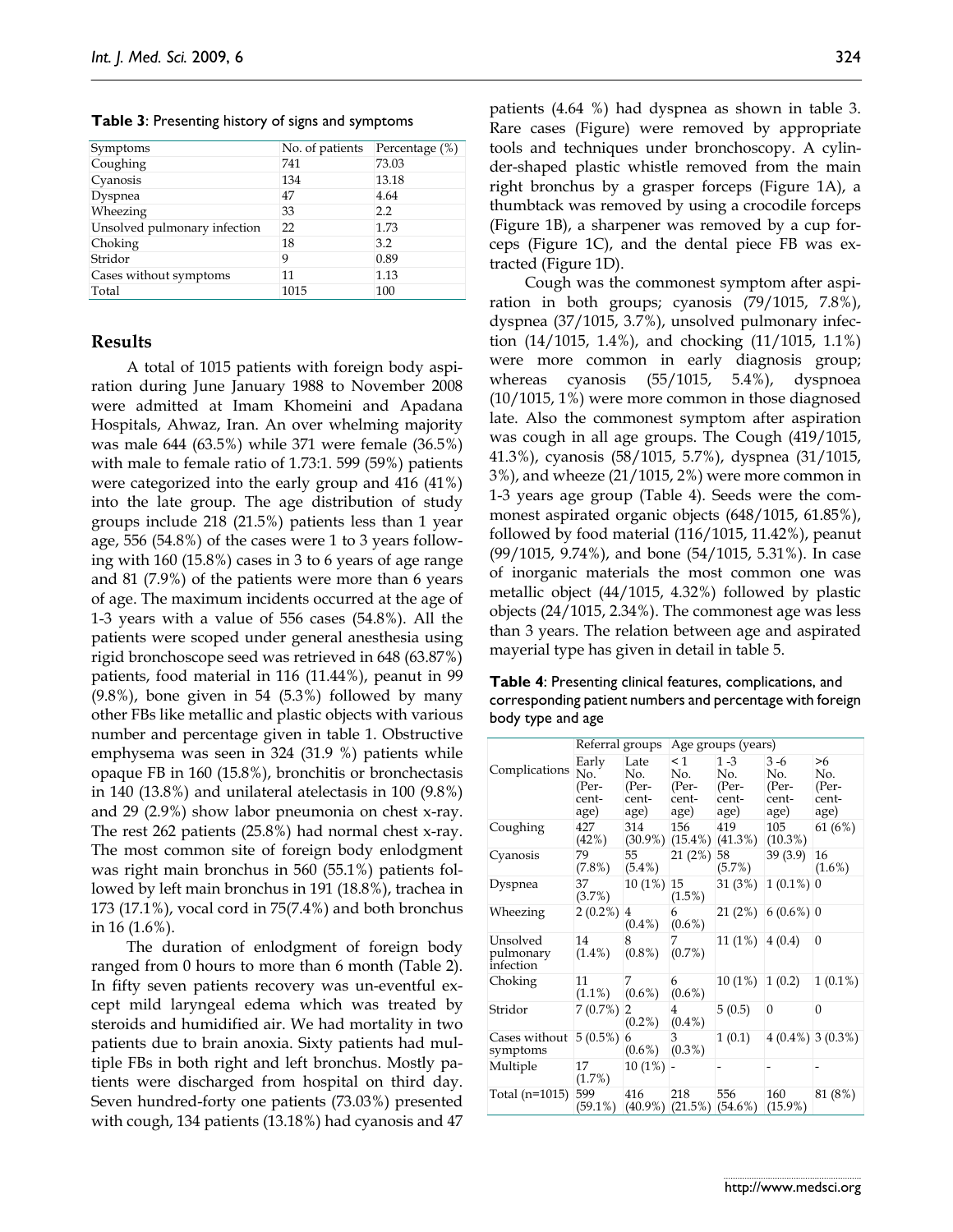**Table 3**: Presenting history of signs and symptoms

| Symptoms | No. of patients | Percentage (%) |
|---|---|---|
| Coughing | 741 | 73.03 |
| Cyanosis | 134 | 13.18 |
| Dyspnea | 47 | 4.64 |
| Wheezing | 33 | 2.2 |
| Unsolved pulmonary infection | 22 | 1.73 |
| Choking | 18 | 3.2 |
| Stridor | 9 | 0.89 |
| Cases without symptoms | 11 | 1.13 |
| Total | 1015 | 100 |

## Results

A total of 1015 patients with foreign body aspiration during June January 1988 to November 2008 were admitted at Imam Khomeini and Apadana Hospitals, Ahwaz, Iran. An over whelming majority was male 644 (63.5%) while 371 were female (36.5%) with male to female ratio of 1.73:1. 599 (59%) patients were categorized into the early group and 416 (41%) into the late group. The age distribution of study groups include 218 (21.5%) patients less than 1 year age, 556 (54.8%) of the cases were 1 to 3 years following with 160 (15.8%) cases in 3 to 6 years of age range and 81 (7.9%) of the patients were more than 6 years of age. The maximum incidents occurred at the age of 1-3 years with a value of 556 cases (54.8%). All the patients were scoped under general anesthesia using rigid bronchoscope seed was retrieved in 648 (63.87%) patients, food material in 116 (11.44%), peanut in 99 (9.8%), bone given in 54 (5.3%) followed by many other FBs like metallic and plastic objects with various number and percentage given in table 1. Obstructive emphysema was seen in 324 (31.9 %) patients while opaque FB in 160 (15.8%), bronchitis or bronchectasis in 140 (13.8%) and unilateral atelectasis in 100 (9.8%) and 29 (2.9%) show labor pneumonia on chest x-ray. The rest 262 patients (25.8%) had normal chest x-ray. The most common site of foreign body enlodgment was right main bronchus in 560 (55.1%) patients followed by left main bronchus in 191 (18.8%), trachea in 173 (17.1%), vocal cord in 75(7.4%) and both bronchus in 16 (1.6%).

The duration of enlodgment of foreign body ranged from 0 hours to more than 6 month (Table 2). In fifty seven patients recovery was un-eventful except mild laryngeal edema which was treated by steroids and humidified air. We had mortality in two patients due to brain anoxia. Sixty patients had multiple FBs in both right and left bronchus. Mostly patients were discharged from hospital on third day. Seven hundred-forty one patients (73.03%) presented with cough, 134 patients (13.18%) had cyanosis and 47 patients (4.64 %) had dyspnea as shown in table 3. Rare cases (Figure) were removed by appropriate tools and techniques under bronchoscopy. A cylinder-shaped plastic whistle removed from the main right bronchus by a grasper forceps (Figure 1A), a thumbtack was removed by using a crocodile forceps (Figure 1B), a sharpener was removed by a cup forceps (Figure 1C), and the dental piece FB was extracted (Figure 1D).

Cough was the commonest symptom after aspiration in both groups; cyanosis (79/1015, 7.8%), dyspnea (37/1015, 3.7%), unsolved pulmonary infection (14/1015, 1.4%), and chocking (11/1015, 1.1%) were more common in early diagnosis group; whereas cyanosis (55/1015, 5.4%), dyspnoea (10/1015, 1%) were more common in those diagnosed late. Also the commonest symptom after aspiration was cough in all age groups. The Cough (419/1015, 41.3%), cyanosis (58/1015, 5.7%), dyspnea (31/1015, 3%), and wheeze (21/1015, 2%) were more common in 1-3 years age group (Table 4). Seeds were the commonest aspirated organic objects (648/1015, 61.85%), followed by food material (116/1015, 11.42%), peanut (99/1015, 9.74%), and bone (54/1015, 5.31%). In case of inorganic materials the most common one was metallic object (44/1015, 4.32%) followed by plastic objects (24/1015, 2.34%). The commonest age was less than 3 years. The relation between age and aspirated mayerial type has given in detail in table 5.

**Table 4**: Presenting clinical features, complications, and corresponding patient numbers and percentage with foreign body type and age

| Complications | Referral groups | | Age groups (years) | | | |
|---|---|---|---|---|---|---|
| | Early No. (Percentage) | Late No. (Percentage) | < 1 No. (Percentage) | 1 -3 No. (Percentage) | 3 -6 No. (Percentage) | >6 No. (Percentage) |
| Coughing | 427 (42%) | 314 (30.9%) | 156 (15.4%) | 419 (41.3%) | 105 (10.3%) | 61 (6%) |
| Cyanosis | 79 (7.8%) | 55 (5.4%) | 21 (2%) | 58 (5.7%) | 39 (3.9) | 16 (1.6%) |
| Dyspnea | 37 (3.7%) | 10 (1%) | 15 (1.5%) | 31 (3%) | 1 (0.1%) | 0 |
| Wheezing | 2 (0.2%) | 4 (0.4%) | 6 (0.6%) | 21 (2%) | 6 (0.6%) | 0 |
| Unsolved pulmonary infection | 14 (1.4%) | 8 (0.8%) | 7 (0.7%) | 11 (1%) | 4 (0.4) | 0 |
| Choking | 11 (1.1%) | 7 (0.6%) | 6 (0.6%) | 10 (1%) | 1 (0.2) | 1 (0.1%) |
| Stridor | 7 (0.7%) | 2 (0.2%) | 4 (0.4%) | 5 (0.5) | 0 | 0 |
| Cases without symptoms | 5 (0.5%) | 6 (0.6%) | 3 (0.3%) | 1 (0.1) | 4 (0.4%) | 3 (0.3%) |
| Multiple | 17 (1.7%) | 10 (1%) | - | - | - | - |
| Total (n=1015) | 599 (59.1%) | 416 (40.9%) | 218 (21.5%) | 556 (54.6%) | 160 (15.9%) | 81 (8%) |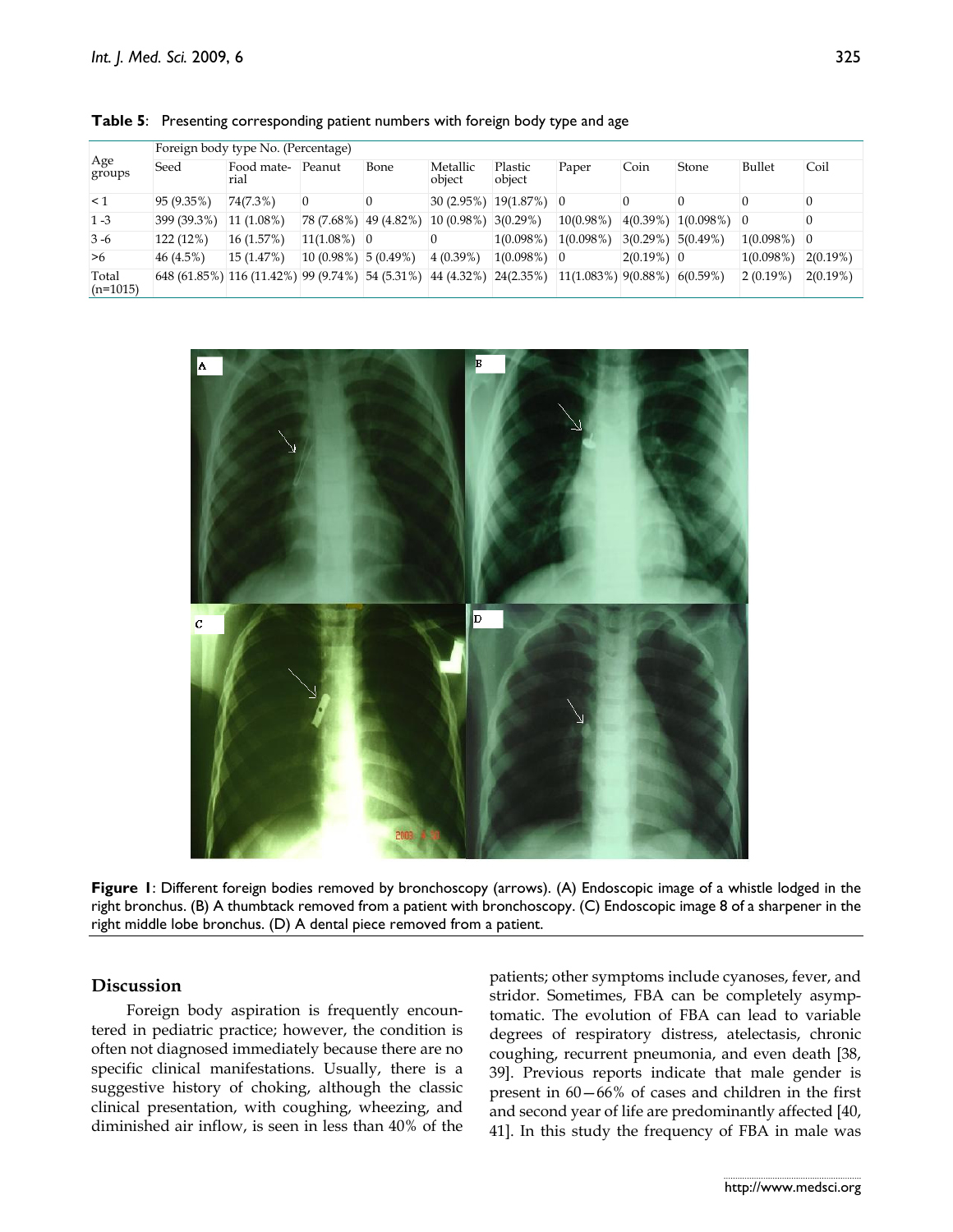**Table 5**: Presenting corresponding patient numbers with foreign body type and age

| Age groups | Foreign body type No. (Percentage) | | | | | | | | | | |
|---|---|---|---|---|---|---|---|---|---|---|---|
| | Seed | Food material | Peanut | Bone | Metallic object | Plastic object | Paper | Coin | Stone | Bullet | Coil |
| < 1 | 95 (9.35%) | 74(7.3%) | 0 | 0 | 30 (2.95%) | 19(1.87%) | 0 | 0 | 0 | 0 | 0 |
| 1 -3 | 399 (39.3%) | 11 (1.08%) | 78 (7.68%) | 49 (4.82%) | 10 (0.98%) | 3(0.29%) | 10(0.98%) | 4(0.39%) | 1(0.098%) | 0 | 0 |
| 3 -6 | 122 (12%) | 16 (1.57%) | 11(1.08%) | 0 | 0 | 1(0.098%) | 1(0.098%) | 3(0.29%) | 5(0.49%) | 1(0.098%) | 0 |
| >6 | 46 (4.5%) | 15 (1.47%) | 10 (0.98%) | 5 (0.49%) | 4 (0.39%) | 1(0.098%) | 0 | 2(0.19%) | 0 | 1(0.098%) | 2(0.19%) |
| Total (n=1015) | 648 (61.85%) | 116 (11.42%) | 99 (9.74%) | 54 (5.31%) | 44 (4.32%) | 24(2.35%) | 11(1.083%) | 9(0.88%) | 6(0.59%) | 2 (0.19%) | 2(0.19%) |

**Figure 1**: Different foreign bodies removed by bronchoscopy (arrows). (A) Endoscopic image of a whistle lodged in the right bronchus. (B) A thumbtack removed from a patient with bronchoscopy. (C) Endoscopic image 8 of a sharpener in the right middle lobe bronchus. (D) A dental piece removed from a patient.

## Discussion

Foreign body aspiration is frequently encountered in pediatric practice; however, the condition is often not diagnosed immediately because there are no specific clinical manifestations. Usually, there is a suggestive history of choking, although the classic clinical presentation, with coughing, wheezing, and diminished air inflow, is seen in less than 40% of the patients; other symptoms include cyanoses, fever, and stridor. Sometimes, FBA can be completely asymptomatic. The evolution of FBA can lead to variable degrees of respiratory distress, atelectasis, chronic coughing, recurrent pneumonia, and even death [38, 39]. Previous reports indicate that male gender is present in 60—66% of cases and children in the first and second year of life are predominantly affected [40, 41]. In this study the frequency of FBA in male was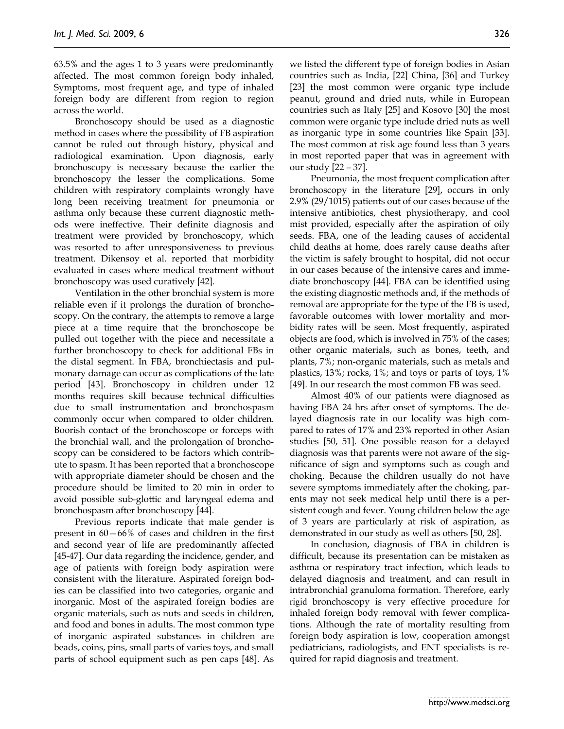63.5% and the ages 1 to 3 years were predominantly affected. The most common foreign body inhaled, Symptoms, most frequent age, and type of inhaled foreign body are different from region to region across the world.

Bronchoscopy should be used as a diagnostic method in cases where the possibility of FB aspiration cannot be ruled out through history, physical and radiological examination. Upon diagnosis, early bronchoscopy is necessary because the earlier the bronchoscopy the lesser the complications. Some children with respiratory complaints wrongly have long been receiving treatment for pneumonia or asthma only because these current diagnostic methods were ineffective. Their definite diagnosis and treatment were provided by bronchoscopy, which was resorted to after unresponsiveness to previous treatment. Dikensoy et al. reported that morbidity evaluated in cases where medical treatment without bronchoscopy was used curatively [42].

Ventilation in the other bronchial system is more reliable even if it prolongs the duration of bronchoscopy. On the contrary, the attempts to remove a large piece at a time require that the bronchoscope be pulled out together with the piece and necessitate a further bronchoscopy to check for additional FBs in the distal segment. In FBA, bronchiectasis and pulmonary damage can occur as complications of the late period [43]. Bronchoscopy in children under 12 months requires skill because technical difficulties due to small instrumentation and bronchospasm commonly occur when compared to older children. Boorish contact of the bronchoscope or forceps with the bronchial wall, and the prolongation of bronchoscopy can be considered to be factors which contribute to spasm. It has been reported that a bronchoscope with appropriate diameter should be chosen and the procedure should be limited to 20 min in order to avoid possible sub-glottic and laryngeal edema and bronchospasm after bronchoscopy [44].

Previous reports indicate that male gender is present in 60—66% of cases and children in the first and second year of life are predominantly affected [45-47]. Our data regarding the incidence, gender, and age of patients with foreign body aspiration were consistent with the literature. Aspirated foreign bodies can be classified into two categories, organic and inorganic. Most of the aspirated foreign bodies are organic materials, such as nuts and seeds in children, and food and bones in adults. The most common type of inorganic aspirated substances in children are beads, coins, pins, small parts of varies toys, and small parts of school equipment such as pen caps [48]. As we listed the different type of foreign bodies in Asian countries such as India, [22] China, [36] and Turkey [23] the most common were organic type include peanut, ground and dried nuts, while in European countries such as Italy [25] and Kosovo [30] the most common were organic type include dried nuts as well as inorganic type in some countries like Spain [33]. The most common at risk age found less than 3 years in most reported paper that was in agreement with our study [22 – 37].

Pneumonia, the most frequent complication after bronchoscopy in the literature [29], occurs in only 2.9% (29/1015) patients out of our cases because of the intensive antibiotics, chest physiotherapy, and cool mist provided, especially after the aspiration of oily seeds. FBA, one of the leading causes of accidental child deaths at home, does rarely cause deaths after the victim is safely brought to hospital, did not occur in our cases because of the intensive cares and immediate bronchoscopy [44]. FBA can be identified using the existing diagnostic methods and, if the methods of removal are appropriate for the type of the FB is used, favorable outcomes with lower mortality and morbidity rates will be seen. Most frequently, aspirated objects are food, which is involved in 75% of the cases; other organic materials, such as bones, teeth, and plants, 7%; non-organic materials, such as metals and plastics, 13%; rocks, 1%; and toys or parts of toys, 1% [49]. In our research the most common FB was seed.

Almost 40% of our patients were diagnosed as having FBA 24 hrs after onset of symptoms. The delayed diagnosis rate in our locality was high compared to rates of 17% and 23% reported in other Asian studies [50, 51]. One possible reason for a delayed diagnosis was that parents were not aware of the significance of sign and symptoms such as cough and choking. Because the children usually do not have severe symptoms immediately after the choking, parents may not seek medical help until there is a persistent cough and fever. Young children below the age of 3 years are particularly at risk of aspiration, as demonstrated in our study as well as others [50, 28].

In conclusion, diagnosis of FBA in children is difficult, because its presentation can be mistaken as asthma or respiratory tract infection, which leads to delayed diagnosis and treatment, and can result in intrabronchial granuloma formation. Therefore, early rigid bronchoscopy is very effective procedure for inhaled foreign body removal with fewer complications. Although the rate of mortality resulting from foreign body aspiration is low, cooperation amongst pediatricians, radiologists, and ENT specialists is required for rapid diagnosis and treatment.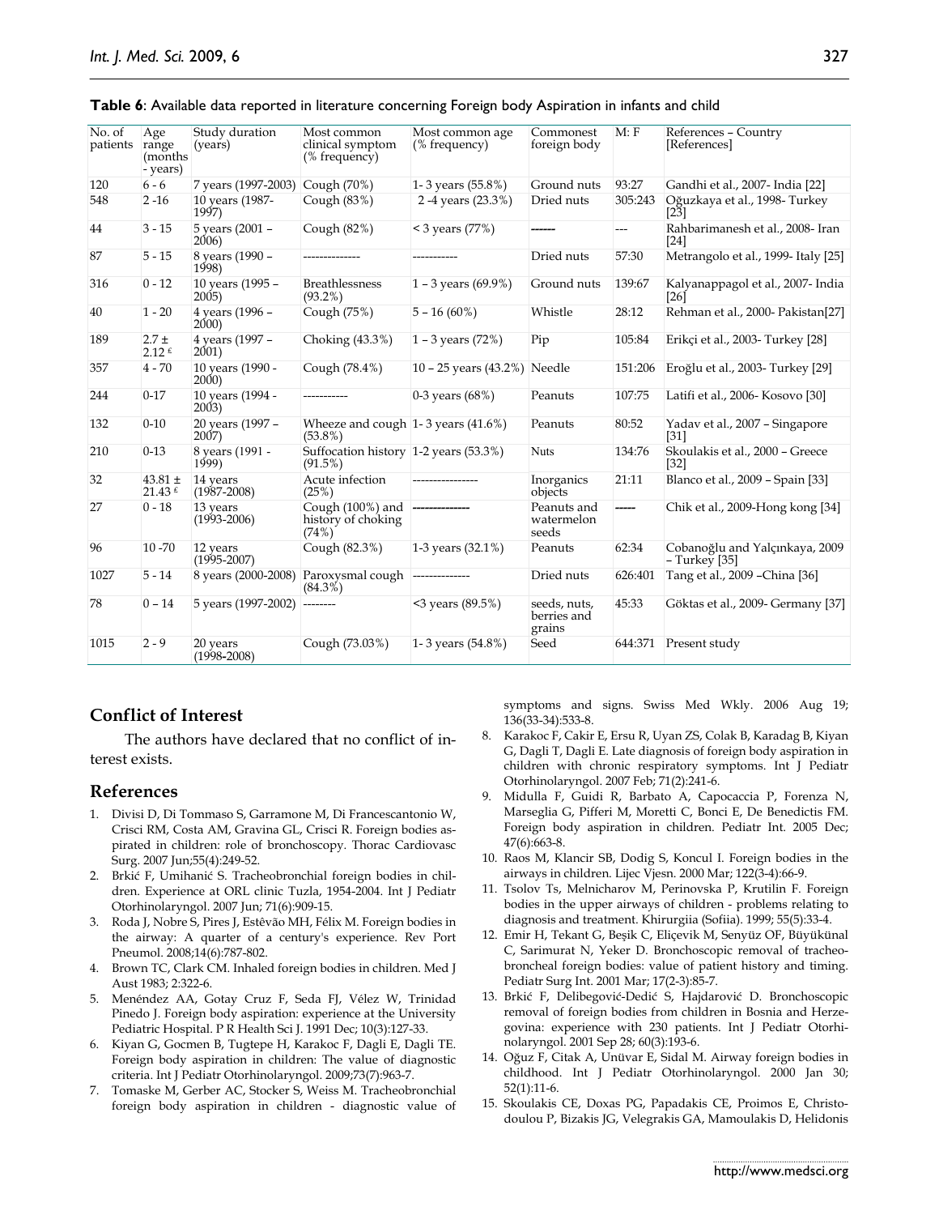**Table 6**: Available data reported in literature concerning Foreign body Aspiration in infants and child

| No. of patients | Age range (months - years) | Study duration (years) | Most common clinical symptom (% frequency) | Most common age (% frequency) | Commonest foreign body | M: F | References – Country [References] |
|---|---|---|---|---|---|---|---|
| 120 | 6 - 6 | 7 years (1997-2003) | Cough (70%) | 1- 3 years (55.8%) | Ground nuts | 93:27 | Gandhi et al., 2007- India [22] |
| 548 | 2 -16 | 10 years (1987-1997) | Cough (83%) | 2 -4 years (23.3%) | Dried nuts | 305:243 | Oğuzkaya et al., 1998- Turkey [23] |
| 44 | 3 - 15 | 5 years (2001 – 2006) | Cough (82%) | < 3 years (77%) | ------ | --- | Rahbarimanesh et al., 2008- Iran [24] |
| 87 | 5 - 15 | 8 years (1990 – 1998) | -------------- | ----------- | Dried nuts | 57:30 | Metrangolo et al., 1999- Italy [25] |
| 316 | 0 - 12 | 10 years (1995 – 2005) | Breathlessness (93.2%) | 1 – 3 years (69.9%) | Ground nuts | 139:67 | Kalyanappagol et al., 2007- India [26] |
| 40 | 1 - 20 | 4 years (1996 – 2000) | Cough (75%) | 5 – 16 (60%) | Whistle | 28:12 | Rehman et al., 2000- Pakistan[27] |
| 189 | 2.7 ± 2.12 £ | 4 years (1997 – 2001) | Choking (43.3%) | 1 – 3 years (72%) | Pip | 105:84 | Erikçi et al., 2003- Turkey [28] |
| 357 | 4 - 70 | 10 years (1990 - 2000) | Cough (78.4%) | 10 – 25 years (43.2%) | Needle | 151:206 | Eroğlu et al., 2003- Turkey [29] |
| 244 | 0-17 | 10 years (1994 - 2003) | ----------- | 0-3 years (68%) | Peanuts | 107:75 | Latifi et al., 2006- Kosovo [30] |
| 132 | 0-10 | 20 years (1997 – 2007) | Wheeze and cough (53.8%) | 1- 3 years (41.6%) | Peanuts | 80:52 | Yadav et al., 2007 – Singapore [31] |
| 210 | 0-13 | 8 years (1991 - 1999) | Suffocation history (91.5%) | 1-2 years (53.3%) | Nuts | 134:76 | Skoulakis et al., 2000 – Greece [32] |
| 32 | 43.81 ± 21.43 £ | 14 years (1987-2008) | Acute infection (25%) | ---------------- | Inorganics objects | 21:11 | Blanco et al., 2009 – Spain [33] |
| 27 | 0 - 18 | 13 years (1993-2006) | Cough (100%) and history of choking (74%) | -------------- | Peanuts and watermelon seeds | ----- | Chik et al., 2009-Hong kong [34] |
| 96 | 10 -70 | 12 years (1995-2007) | Cough (82.3%) | 1-3 years (32.1%) | Peanuts | 62:34 | Cobanoğlu and Yalçınkaya, 2009 – Turkey [35] |
| 1027 | 5 - 14 | 8 years (2000-2008) | Paroxysmal cough (84.3%) | -------------- | Dried nuts | 626:401 | Tang et al., 2009 –China [36] |
| 78 | 0 – 14 | 5 years (1997-2002) | -------- | <3 years (89.5%) | seeds, nuts, berries and grains | 45:33 | Göktas et al., 2009- Germany [37] |
| 1015 | 2 - 9 | 20 years (1998-2008) | Cough (73.03%) | 1- 3 years (54.8%) | Seed | 644:371 | Present study |

## Conflict of Interest

The authors have declared that no conflict of interest exists.

## References

1. Divisi D, Di Tommaso S, Garramone M, Di Francescantonio W, Crisci RM, Costa AM, Gravina GL, Crisci R. Foreign bodies aspirated in children: role of bronchoscopy. Thorac Cardiovasc Surg. 2007 Jun;55(4):249-52.
2. Brkić F, Umihanić S. Tracheobronchial foreign bodies in children. Experience at ORL clinic Tuzla, 1954-2004. Int J Pediatr Otorhinolaryngol. 2007 Jun; 71(6):909-15.
3. Roda J, Nobre S, Pires J, Estêvão MH, Félix M. Foreign bodies in the airway: A quarter of a century's experience. Rev Port Pneumol. 2008;14(6):787-802.
4. Brown TC, Clark CM. Inhaled foreign bodies in children. Med J Aust 1983; 2:322-6.
5. Menéndez AA, Gotay Cruz F, Seda FJ, Vélez W, Trinidad Pinedo J. Foreign body aspiration: experience at the University Pediatric Hospital. P R Health Sci J. 1991 Dec; 10(3):127-33.
6. Kiyan G, Gocmen B, Tugtepe H, Karakoc F, Dagli E, Dagli TE. Foreign body aspiration in children: The value of diagnostic criteria. Int J Pediatr Otorhinolaryngol. 2009;73(7):963-7.
7. Tomaske M, Gerber AC, Stocker S, Weiss M. Tracheobronchial foreign body aspiration in children - diagnostic value of symptoms and signs. Swiss Med Wkly. 2006 Aug 19; 136(33-34):533-8.
8. Karakoc F, Cakir E, Ersu R, Uyan ZS, Colak B, Karadag B, Kiyan G, Dagli T, Dagli E. Late diagnosis of foreign body aspiration in children with chronic respiratory symptoms. Int J Pediatr Otorhinolaryngol. 2007 Feb; 71(2):241-6.
9. Midulla F, Guidi R, Barbato A, Capocaccia P, Forenza N, Marseglia G, Pifferi M, Moretti C, Bonci E, De Benedictis FM. Foreign body aspiration in children. Pediatr Int. 2005 Dec; 47(6):663-8.
10. Raos M, Klancir SB, Dodig S, Koncul I. Foreign bodies in the airways in children. Lijec Vjesn. 2000 Mar; 122(3-4):66-9.
11. Tsolov Ts, Melnicharov M, Perinovska P, Krutilin F. Foreign bodies in the upper airways of children - problems relating to diagnosis and treatment. Khirurgiia (Sofiia). 1999; 55(5):33-4.
12. Emir H, Tekant G, Beşik C, Eliçevik M, Senyüz OF, Büyükünal C, Sarimurat N, Yeker D. Bronchoscopic removal of tracheobroncheal foreign bodies: value of patient history and timing. Pediatr Surg Int. 2001 Mar; 17(2-3):85-7.
13. Brkić F, Delibegović-Dedić S, Hajdarović D. Bronchoscopic removal of foreign bodies from children in Bosnia and Herzegovina: experience with 230 patients. Int J Pediatr Otorhinolaryngol. 2001 Sep 28; 60(3):193-6.
14. Oğuz F, Citak A, Unüvar E, Sidal M. Airway foreign bodies in childhood. Int J Pediatr Otorhinolaryngol. 2000 Jan 30; 52(1):11-6.
15. Skoulakis CE, Doxas PG, Papadakis CE, Proimos E, Christodoulou P, Bizakis JG, Velegrakis GA, Mamoulakis D, Helidonis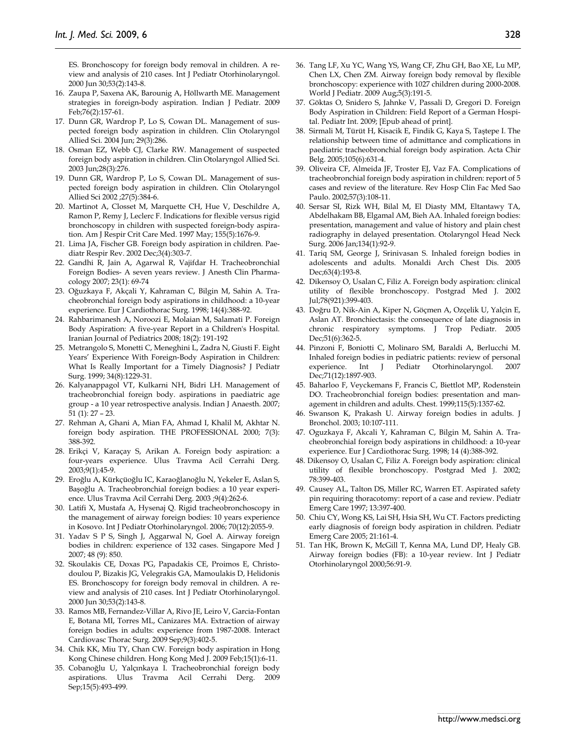ES. Bronchoscopy for foreign body removal in children. A review and analysis of 210 cases. Int J Pediatr Otorhinolaryngol. 2000 Jun 30;53(2):143-8.

16. Zaupa P, Saxena AK, Barounig A, Höllwarth ME. Management strategies in foreign-body aspiration. Indian J Pediatr. 2009 Feb;76(2):157-61.
17. Dunn GR, Wardrop P, Lo S, Cowan DL. Management of suspected foreign body aspiration in children. Clin Otolaryngol Allied Sci. 2004 Jun; 29(3):286.
18. Osman EZ, Webb CJ, Clarke RW. Management of suspected foreign body aspiration in children. Clin Otolaryngol Allied Sci. 2003 Jun;28(3):276.
19. Dunn GR, Wardrop P, Lo S, Cowan DL. Management of suspected foreign body aspiration in children. Clin Otolaryngol Allied Sci 2002 ;27(5):384-6.
20. Martinot A, Closset M, Marquette CH, Hue V, Deschildre A, Ramon P, Remy J, Leclerc F. Indications for flexible versus rigid bronchoscopy in children with suspected foreign-body aspiration. Am J Respir Crit Care Med. 1997 May; 155(5):1676-9.
21. Lima JA, Fischer GB. Foreign body aspiration in children. Paediatr Respir Rev. 2002 Dec;3(4):303-7.
22. Gandhi R, Jain A, Agarwal R, Vajifdar H. Tracheobronchial Foreign Bodies- A seven years review. J Anesth Clin Pharmacology 2007; 23(1): 69-74
23. Oğuzkaya F, Akçali Y, Kahraman C, Bilgin M, Sahin A. Tracheobronchial foreign body aspirations in childhood: a 10-year experience. Eur J Cardiothorac Surg. 1998; 14(4):388-92.
24. Rahbarimanesh A, Noroozi E, Molaian M, Salamati P. Foreign Body Aspiration: A five-year Report in a Children's Hospital. Iranian Journal of Pediatrics 2008; 18(2): 191-192
25. Metrangolo S, Monetti C, Meneghini L, Zadra N, Giusti F. Eight Years' Experience With Foreign-Body Aspiration in Children: What Is Really Important for a Timely Diagnosis? J Pediatr Surg. 1999; 34(8):1229-31.
26. Kalyanappagol VT, Kulkarni NH, Bidri LH. Management of tracheobronchial foreign body. aspirations in paediatric age group - a 10 year retrospective analysis. Indian J Anaesth. 2007; 51 (1): 27 – 23.
27. Rehman A, Ghani A, Mian FA, Ahmad I, Khalil M, Akhtar N. foreign body aspiration. THE PROFESSIONAL 2000; 7(3): 388-392.
28. Erikçi V, Karaçay S, Arikan A. Foreign body aspiration: a four-years experience. Ulus Travma Acil Cerrahi Derg. 2003;9(1):45-9.
29. Eroğlu A, Kürkçüoğlu IC, Karaoğlanoğlu N, Yekeler E, Aslan S, Başoğlu A. Tracheobronchial foreign bodies: a 10 year experience. Ulus Travma Acil Cerrahi Derg. 2003 ;9(4):262-6.
30. Latifi X, Mustafa A, Hysenaj Q. Rigid tracheobronchoscopy in the management of airway foreign bodies: 10 years experience in Kosovo. Int J Pediatr Otorhinolaryngol. 2006; 70(12):2055-9.
31. Yadav S P S, Singh J, Aggarwal N, Goel A. Airway foreign bodies in children: experience of 132 cases. Singapore Med J 2007; 48 (9): 850.
32. Skoulakis CE, Doxas PG, Papadakis CE, Proimos E, Christodoulou P, Bizakis JG, Velegrakis GA, Mamoulakis D, Helidonis ES. Bronchoscopy for foreign body removal in children. A review and analysis of 210 cases. Int J Pediatr Otorhinolaryngol. 2000 Jun 30;53(2):143-8.
33. Ramos MB, Fernandez-Villar A, Rivo JE, Leiro V, Garcia-Fontan E, Botana MI, Torres ML, Canizares MA. Extraction of airway foreign bodies in adults: experience from 1987-2008. Interact Cardiovasc Thorac Surg. 2009 Sep;9(3):402-5.
34. Chik KK, Miu TY, Chan CW. Foreign body aspiration in Hong Kong Chinese children. Hong Kong Med J. 2009 Feb;15(1):6-11.
35. Cobanoğlu U, Yalçınkaya I. Tracheobronchial foreign body aspirations. Ulus Travma Acil Cerrahi Derg. 2009 Sep;15(5):493-499.
36. Tang LF, Xu YC, Wang YS, Wang CF, Zhu GH, Bao XE, Lu MP, Chen LX, Chen ZM. Airway foreign body removal by flexible bronchoscopy: experience with 1027 children during 2000-2008. World J Pediatr. 2009 Aug;5(3):191-5.
37. Göktas O, Snidero S, Jahnke V, Passali D, Gregori D. Foreign Body Aspiration in Children: Field Report of a German Hospital. Pediatr Int. 2009; [Epub ahead of print].
38. Sirmali M, Türüt H, Kisacik E, Findik G, Kaya S, Taştepe I. The relationship between time of admittance and complications in paediatric tracheobronchial foreign body aspiration. Acta Chir Belg. 2005;105(6):631-4.
39. Oliveira CF, Almeida JF, Troster EJ, Vaz FA. Complications of tracheobronchial foreign body aspiration in children: report of 5 cases and review of the literature. Rev Hosp Clin Fac Med Sao Paulo. 2002;57(3):108-11.
40. Sersar SI, Rizk WH, Bilal M, El Diasty MM, Eltantawy TA, Abdelhakam BB, Elgamal AM, Bieh AA. Inhaled foreign bodies: presentation, management and value of history and plain chest radiography in delayed presentation. Otolaryngol Head Neck Surg. 2006 Jan;134(1):92-9.
41. Tariq SM, George J, Srinivasan S. Inhaled foreign bodies in adolescents and adults. Monaldi Arch Chest Dis. 2005 Dec;63(4):193-8.
42. Dikensoy O, Usalan C, Filiz A. Foreign body aspiration: clinical utility of flexible bronchoscopy. Postgrad Med J. 2002 Jul;78(921):399-403.
43. Doğru D, Nik-Ain A, Kiper N, Göçmen A, Ozçelik U, Yalçin E, Aslan AT. Bronchiectasis: the consequence of late diagnosis in chronic respiratory symptoms. J Trop Pediatr. 2005 Dec;51(6):362-5.
44. Pinzoni F, Boniotti C, Molinaro SM, Baraldi A, Berlucchi M. Inhaled foreign bodies in pediatric patients: review of personal experience. Int J Pediatr Otorhinolaryngol. 2007 Dec;71(12):1897-903.
45. Baharloo F, Veyckemans F, Francis C, Biettlot MP, Rodenstein DO. Tracheobronchial foreign bodies: presentation and management in children and adults. Chest. 1999;115(5):1357-62.
46. Swanson K, Prakash U. Airway foreign bodies in adults. J Bronchol. 2003; 10:107-111.
47. Oguzkaya F, Akcali Y, Kahraman C, Bilgin M, Sahin A. Tracheobronchial foreign body aspirations in childhood: a 10-year experience. Eur J Cardiothorac Surg. 1998; 14 (4):388-392.
48. Dikensoy O, Usalan C, Filiz A. Foreign body aspiration: clinical utility of flexible bronchoscopy. Postgrad Med J. 2002; 78:399-403.
49. Causey AL, Talton DS, Miller RC, Warren ET. Aspirated safety pin requiring thoracotomy: report of a case and review. Pediatr Emerg Care 1997; 13:397-400.
50. Chiu CY, Wong KS, Lai SH, Hsia SH, Wu CT. Factors predicting early diagnosis of foreign body aspiration in children. Pediatr Emerg Care 2005; 21:161-4.
51. Tan HK, Brown K, McGill T, Kenna MA, Lund DP, Healy GB. Airway foreign bodies (FB): a 10-year review. Int J Pediatr Otorhinolaryngol 2000;56:91-9.